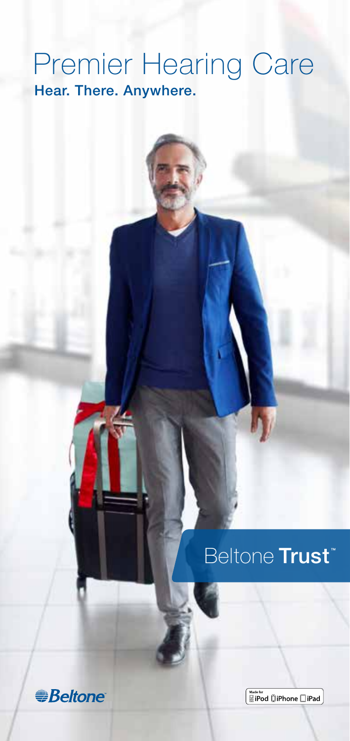# Premier Hearing Care

**Hear. There. Anywhere.**

Beltone **Trust**™

Beltone

Made for iPod iPhone iPad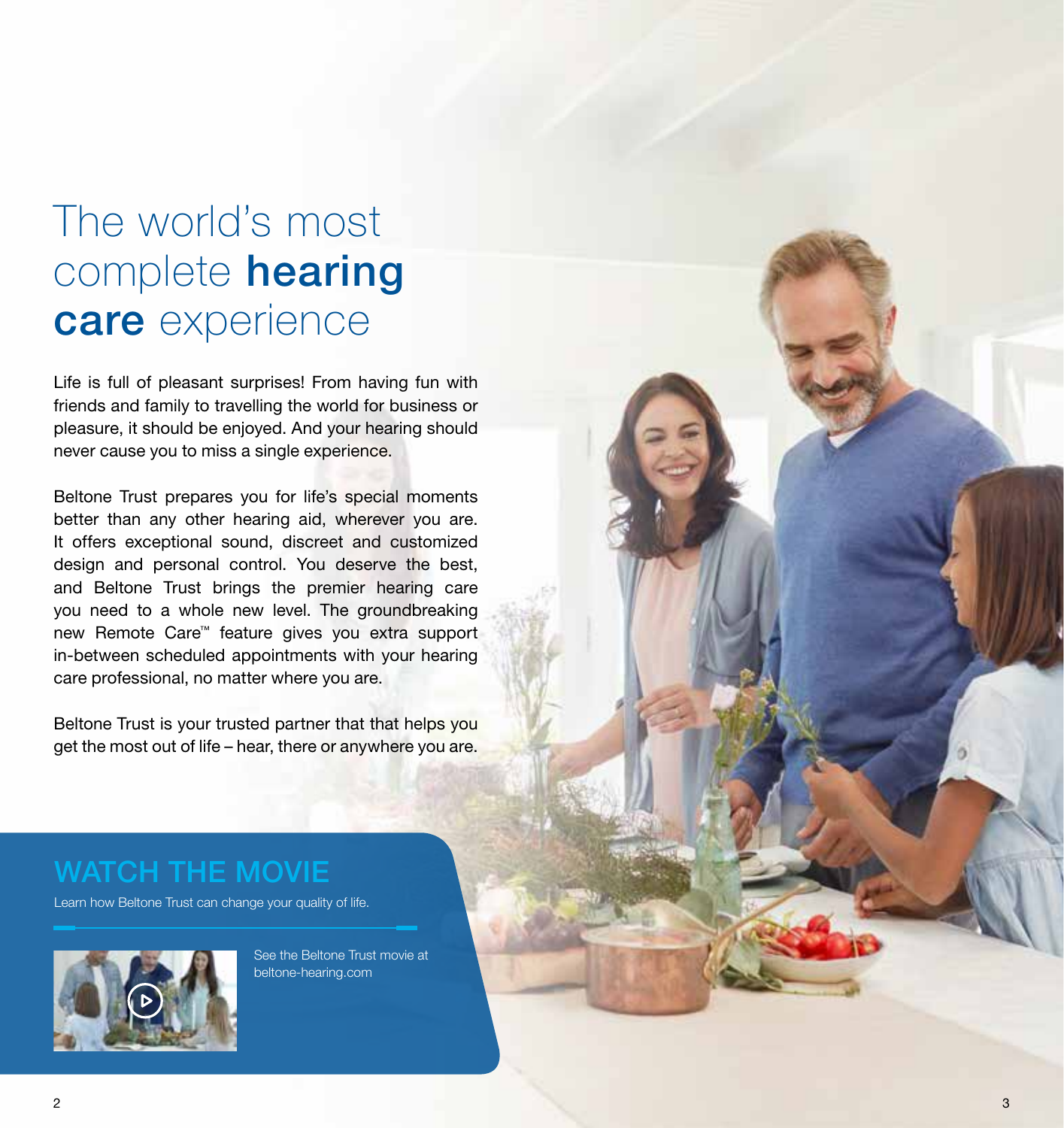# The world's most complete **hearing care** experience

Life is full of pleasant surprises! From having fun with friends and family to travelling the world for business or pleasure, it should be enjoyed. And your hearing should never cause you to miss a single experience.

Beltone Trust prepares you for life's special moments better than any other hearing aid, wherever you are. It offers exceptional sound, discreet and customized design and personal control. You deserve the best, and Beltone Trust brings the premier hearing care you need to a whole new level. The groundbreaking new Remote Care™ feature gives you extra support in-between scheduled appointments with your hearing care professional, no matter where you are.

Beltone Trust is your trusted partner that that helps you get the most out of life – hear, there or anywhere you are.

## WATCH THE MOVIE

Learn how Beltone Trust can change your quality of life.

See the Beltone Trust movie at beltone-hearing.com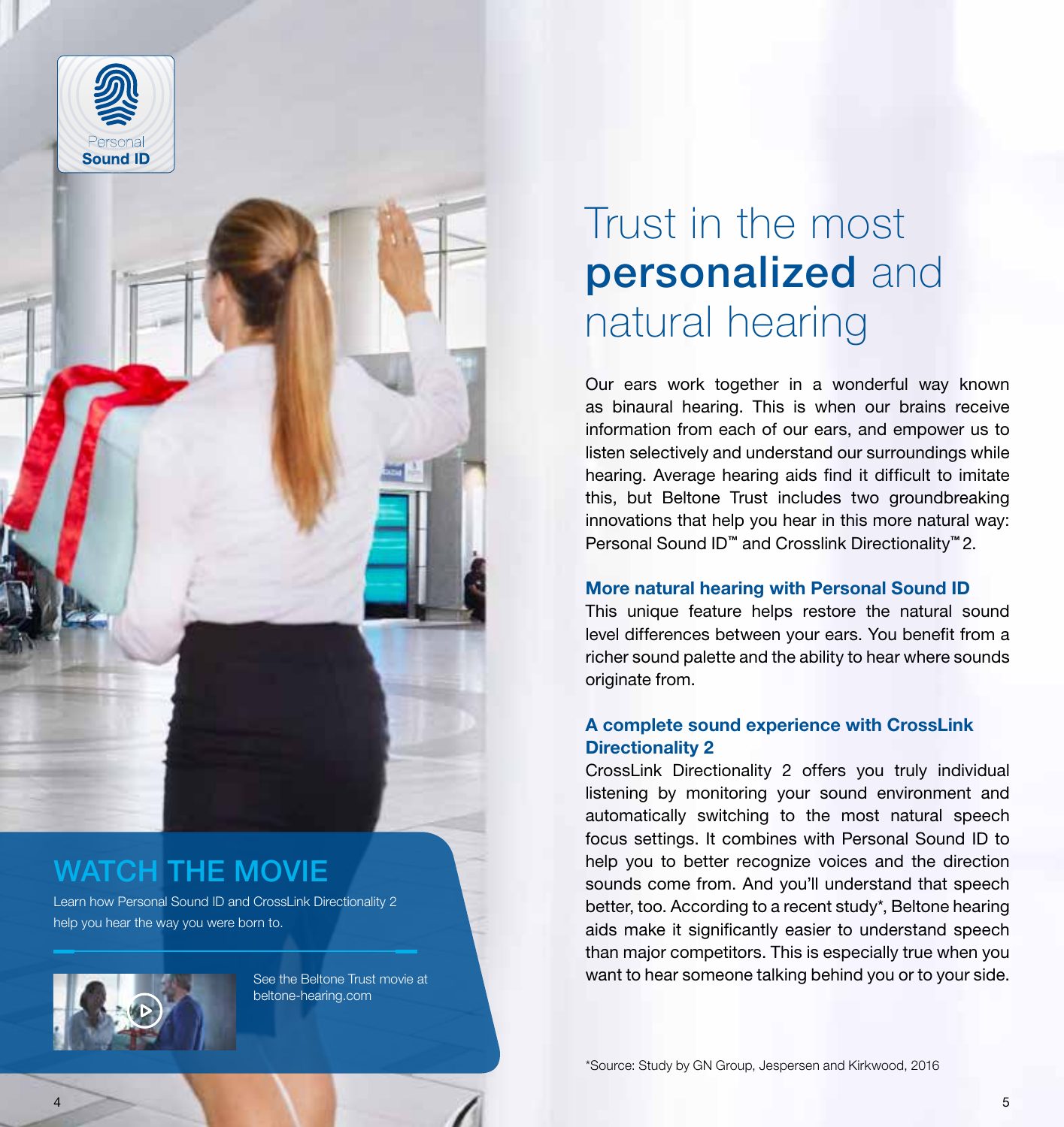Personal **Sound ID**

# Trust in the most **personalized** and natural hearing

Our ears work together in a wonderful way known as binaural hearing. This is when our brains receive information from each of our ears, and empower us to listen selectively and understand our surroundings while hearing. Average hearing aids find it difficult to imitate this, but Beltone Trust includes two groundbreaking innovations that help you hear in this more natural way: Personal Sound ID™ and Crosslink Directionality™ 2.

### More natural hearing with Personal Sound ID

This unique feature helps restore the natural sound level differences between your ears. You benefit from a richer sound palette and the ability to hear where sounds originate from.

### A complete sound experience with CrossLink Directionality 2

CrossLink Directionality 2 offers you truly individual listening by monitoring your sound environment and automatically switching to the most natural speech focus settings. It combines with Personal Sound ID to help you to better recognize voices and the direction sounds come from. And you'll understand that speech better, too. According to a recent study*, Beltone hearing aids make it significantly easier to understand speech than major competitors. This is especially true when you want to hear someone talking behind you or to your side.

## WATCH THE MOVIE

Learn how Personal Sound ID and CrossLink Directionality 2 help you hear the way you were born to.

See the Beltone Trust movie at beltone-hearing.com

*Source: Study by GN Group, Jespersen and Kirkwood, 2016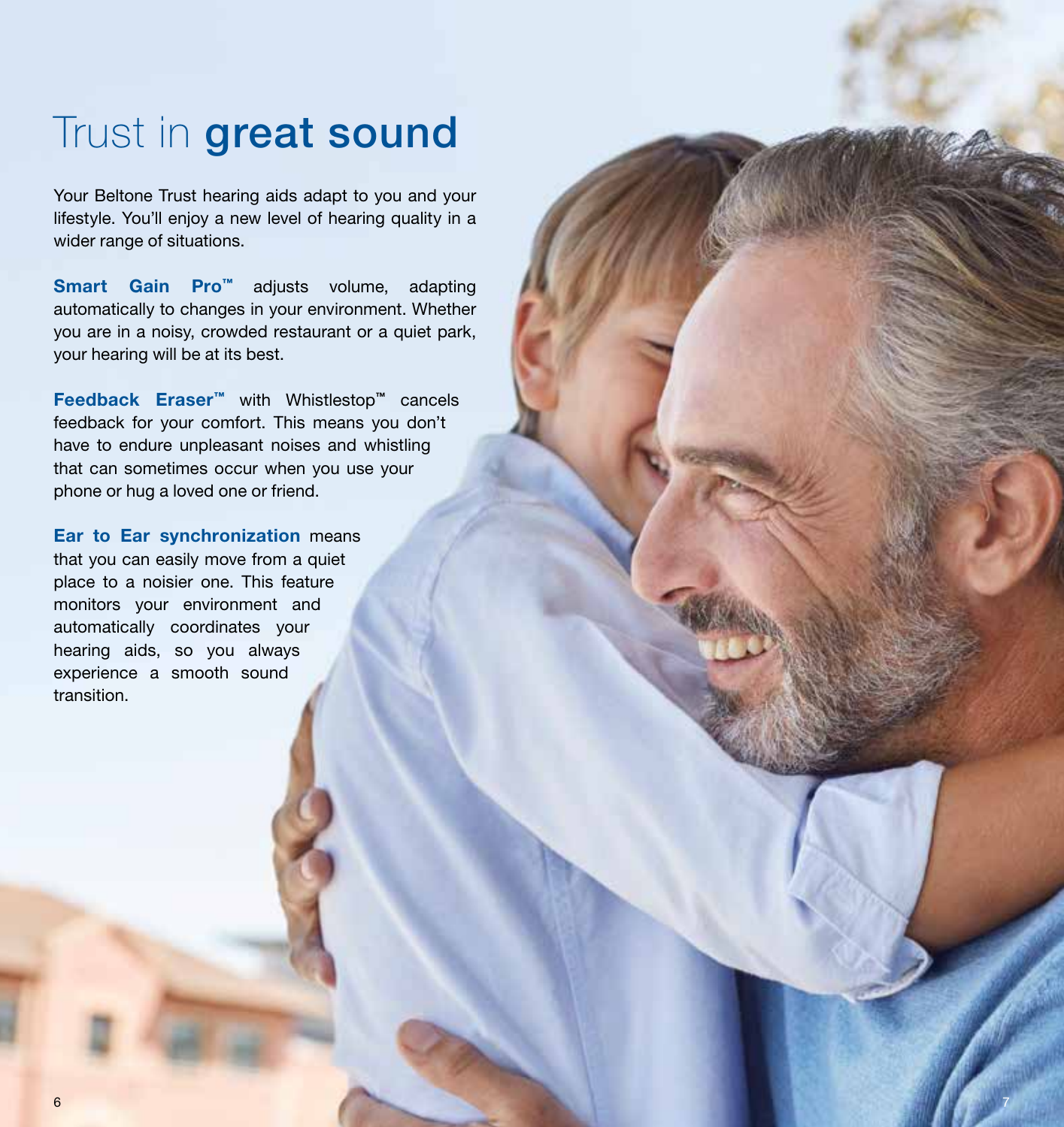# Trust in **great sound**

Your Beltone Trust hearing aids adapt to you and your lifestyle. You'll enjoy a new level of hearing quality in a wider range of situations.

**Smart Gain Pro™** adjusts volume, adapting automatically to changes in your environment. Whether you are in a noisy, crowded restaurant or a quiet park, your hearing will be at its best.

**Feedback Eraser™** with Whistlestop™ cancels feedback for your comfort. This means you don't have to endure unpleasant noises and whistling that can sometimes occur when you use your phone or hug a loved one or friend.

**Ear to Ear synchronization** means that you can easily move from a quiet place to a noisier one. This feature monitors your environment and automatically coordinates your hearing aids, so you always experience a smooth sound transition.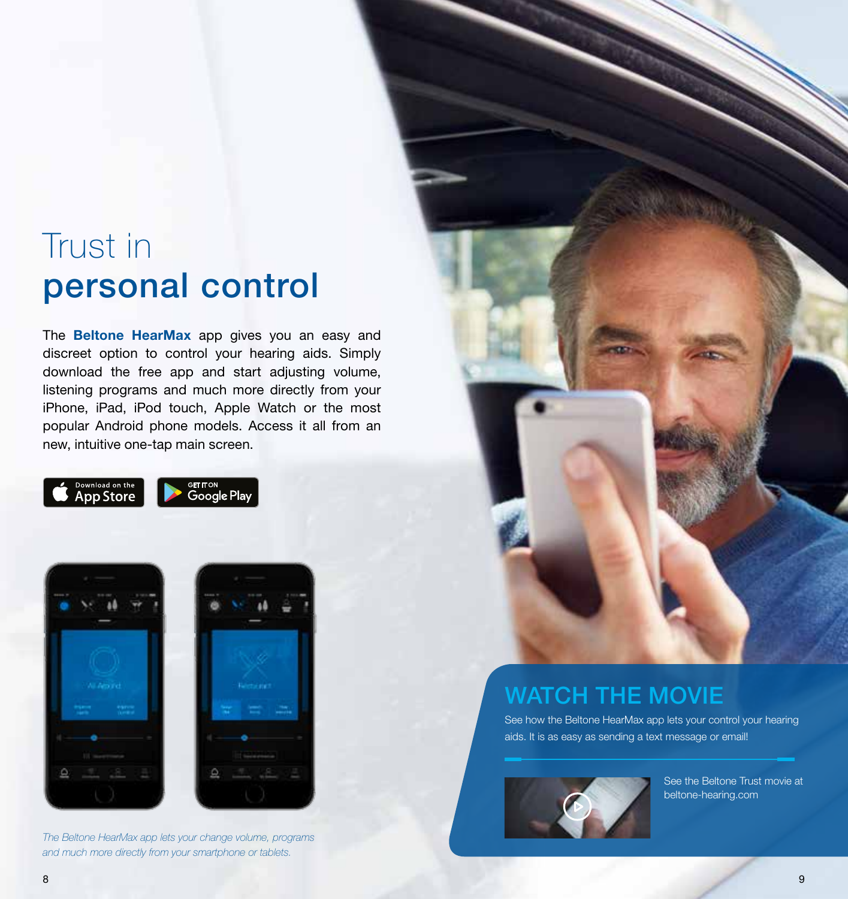# Trust in
# personal control

The **Beltone HearMax** app gives you an easy and discreet option to control your hearing aids. Simply download the free app and start adjusting volume, listening programs and much more directly from your iPhone, iPad, iPod touch, Apple Watch or the most popular Android phone models. Access it all from an new, intuitive one-tap main screen.

Download on the App Store

GET IT ON Google Play

*The Beltone HearMax app lets your change volume, programs and much more directly from your smartphone or tablets.*

## WATCH THE MOVIE

See how the Beltone HearMax app lets your control your hearing aids. It is as easy as sending a text message or email!

See the Beltone Trust movie at beltone-hearing.com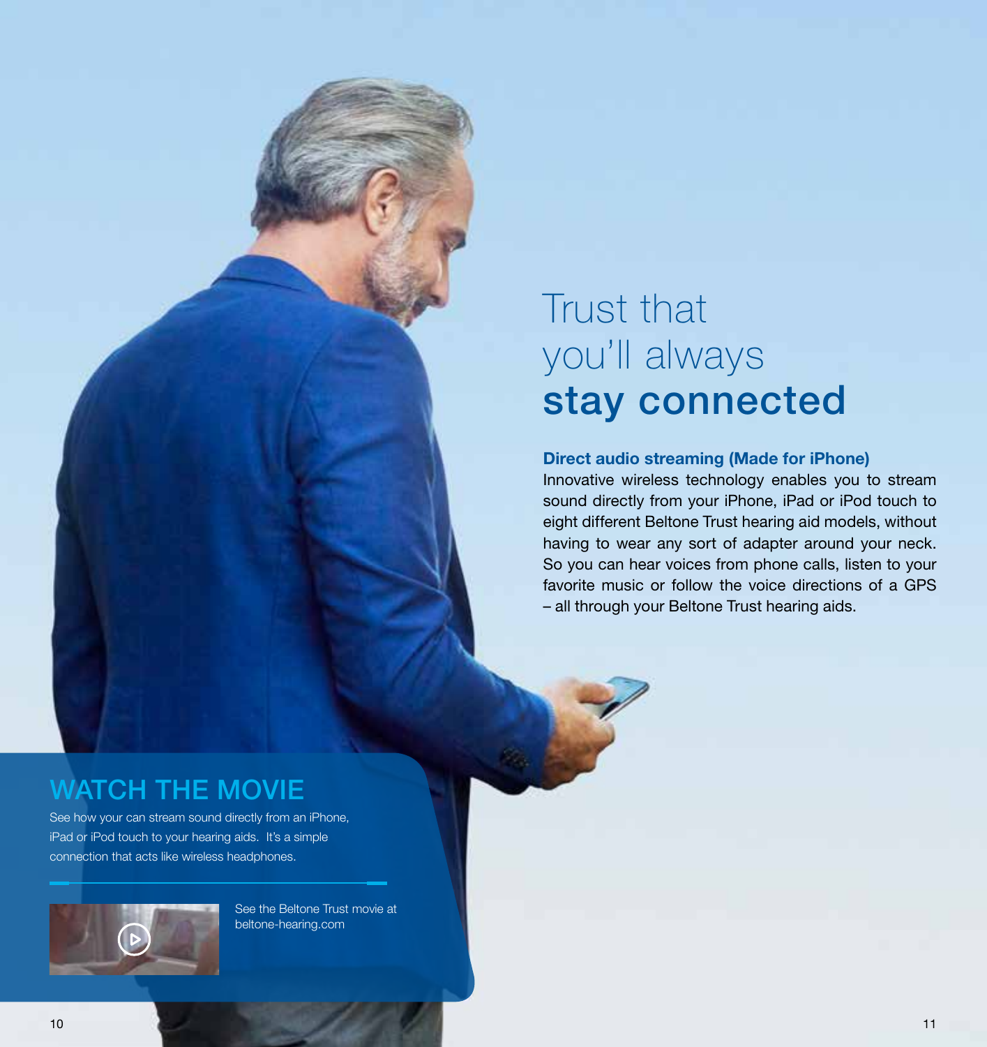# Trust that you'll always **stay connected**

### Direct audio streaming (Made for iPhone)

Innovative wireless technology enables you to stream sound directly from your iPhone, iPad or iPod touch to eight different Beltone Trust hearing aid models, without having to wear any sort of adapter around your neck. So you can hear voices from phone calls, listen to your favorite music or follow the voice directions of a GPS – all through your Beltone Trust hearing aids.

## WATCH THE MOVIE

See how your can stream sound directly from an iPhone, iPad or iPod touch to your hearing aids. It's a simple connection that acts like wireless headphones.

See the Beltone Trust movie at beltone-hearing.com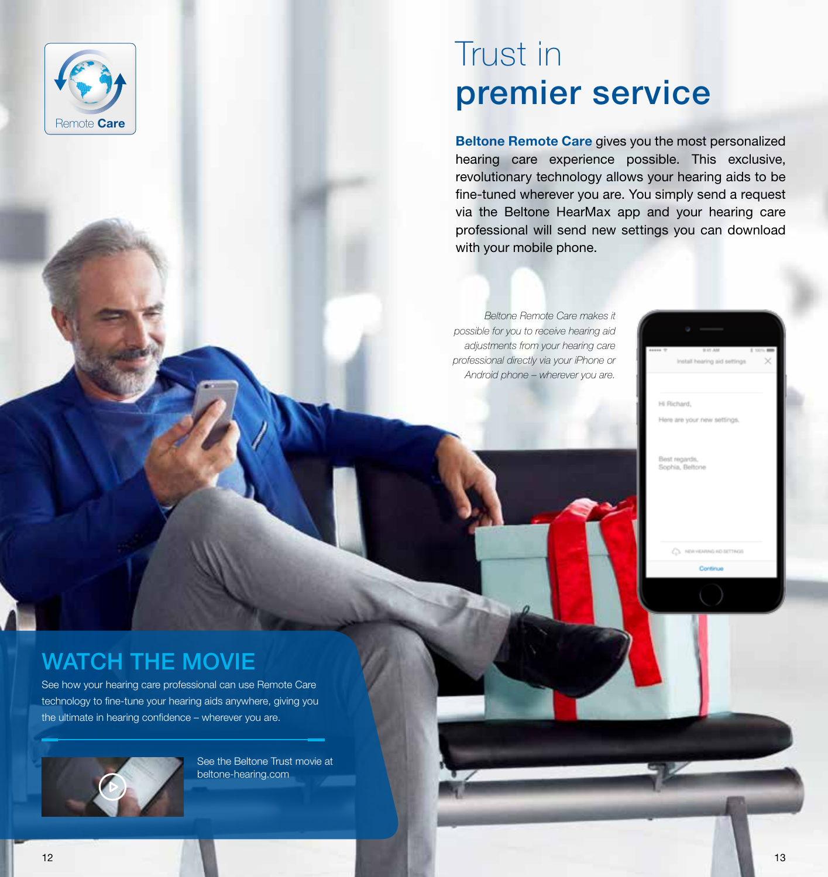Remote **Care**

# Trust in **premier service**

**Beltone Remote Care** gives you the most personalized hearing care experience possible. This exclusive, revolutionary technology allows your hearing aids to be fine-tuned wherever you are. You simply send a request via the Beltone HearMax app and your hearing care professional will send new settings you can download with your mobile phone.

*Beltone Remote Care makes it possible for you to receive hearing aid adjustments from your hearing care professional directly via your iPhone or Android phone – wherever you are.*

## WATCH THE MOVIE

See how your hearing care professional can use Remote Care technology to fine-tune your hearing aids anywhere, giving you the ultimate in hearing confidence – wherever you are.

See the Beltone Trust movie at beltone-hearing.com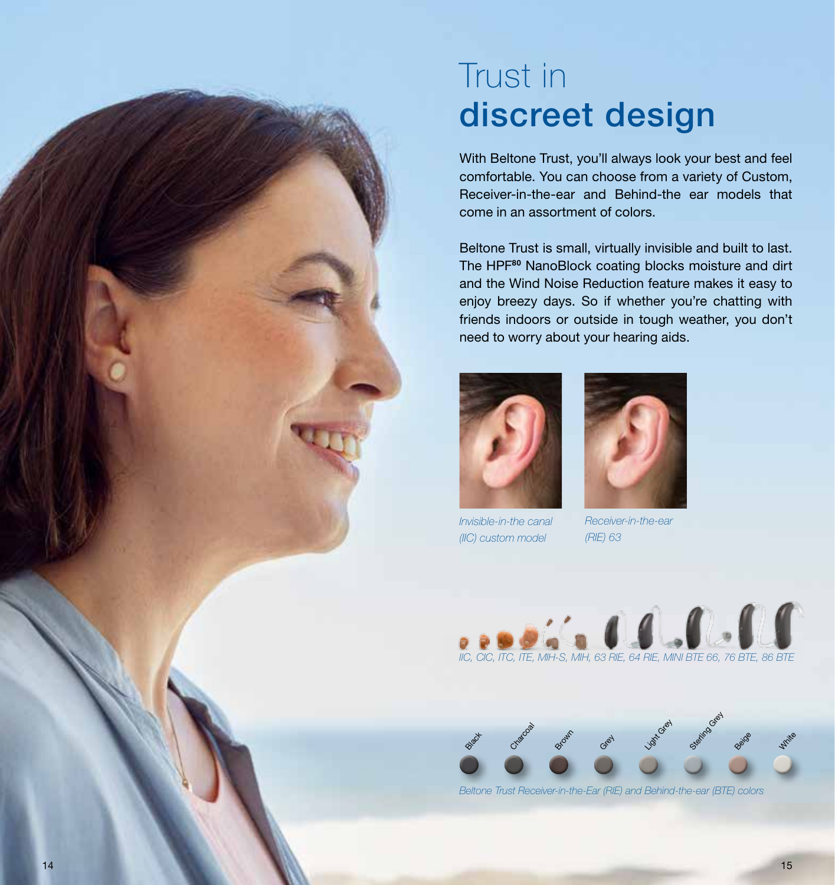# Trust in discreet design

With Beltone Trust, you'll always look your best and feel comfortable. You can choose from a variety of Custom, Receiver-in-the-ear and Behind-the ear models that come in an assortment of colors.

Beltone Trust is small, virtually invisible and built to last. The HPF[80] NanoBlock coating blocks moisture and dirt and the Wind Noise Reduction feature makes it easy to enjoy breezy days. So if whether you're chatting with friends indoors or outside in tough weather, you don't need to worry about your hearing aids.

*Invisible-in-the canal (IIC) custom model*

*Receiver-in-the-ear (RIE) 63*

*IIC, CIC, ITC, ITE, MIH-S, MIH, 63 RIE, 64 RIE, MINI BTE 66, 76 BTE, 86 BTE*

Black, Charcoal, Brown, Grey, Light Grey, Sterling Grey, Beige, White

*Beltone Trust Receiver-in-the-Ear (RIE) and Behind-the-ear (BTE) colors*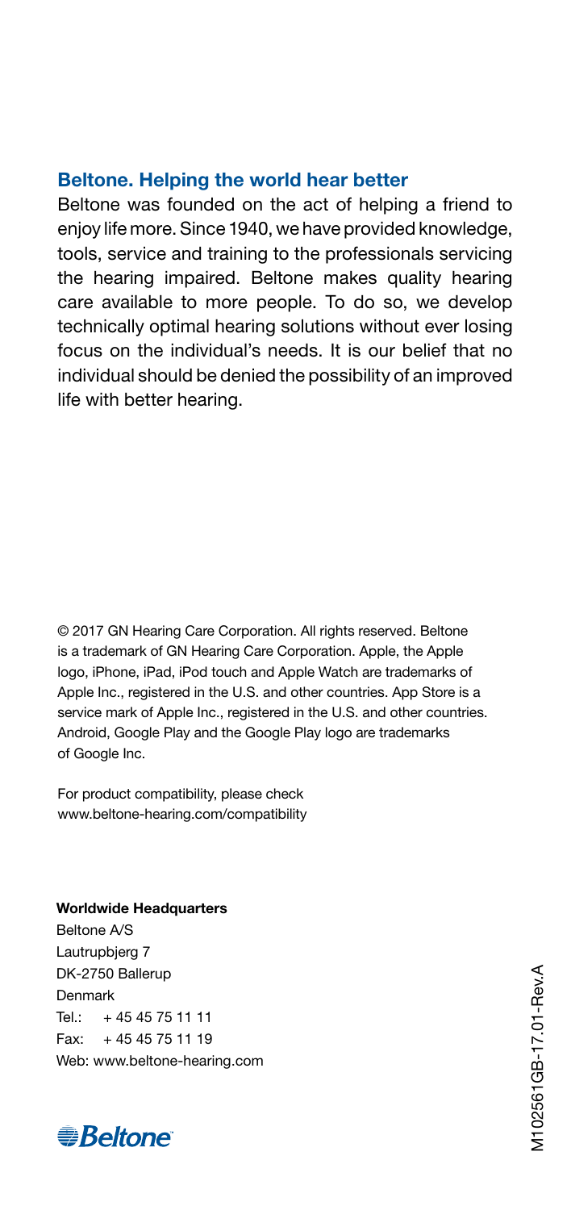## Beltone. Helping the world hear better

Beltone was founded on the act of helping a friend to enjoy life more. Since 1940, we have provided knowledge, tools, service and training to the professionals servicing the hearing impaired. Beltone makes quality hearing care available to more people. To do so, we develop technically optimal hearing solutions without ever losing focus on the individual's needs. It is our belief that no individual should be denied the possibility of an improved life with better hearing.

© 2017 GN Hearing Care Corporation. All rights reserved. Beltone is a trademark of GN Hearing Care Corporation. Apple, the Apple logo, iPhone, iPad, iPod touch and Apple Watch are trademarks of Apple Inc., registered in the U.S. and other countries. App Store is a service mark of Apple Inc., registered in the U.S. and other countries. Android, Google Play and the Google Play logo are trademarks of Google Inc.

For product compatibility, please check www.beltone-hearing.com/compatibility

**Worldwide Headquarters**
Beltone A/S
Lautrupbjerg 7
DK-2750 Ballerup
Denmark
Tel.: + 45 45 75 11 11
Fax: + 45 45 75 11 19
Web: www.beltone-hearing.com

Beltone

M102561GB-17.01-Rev.A